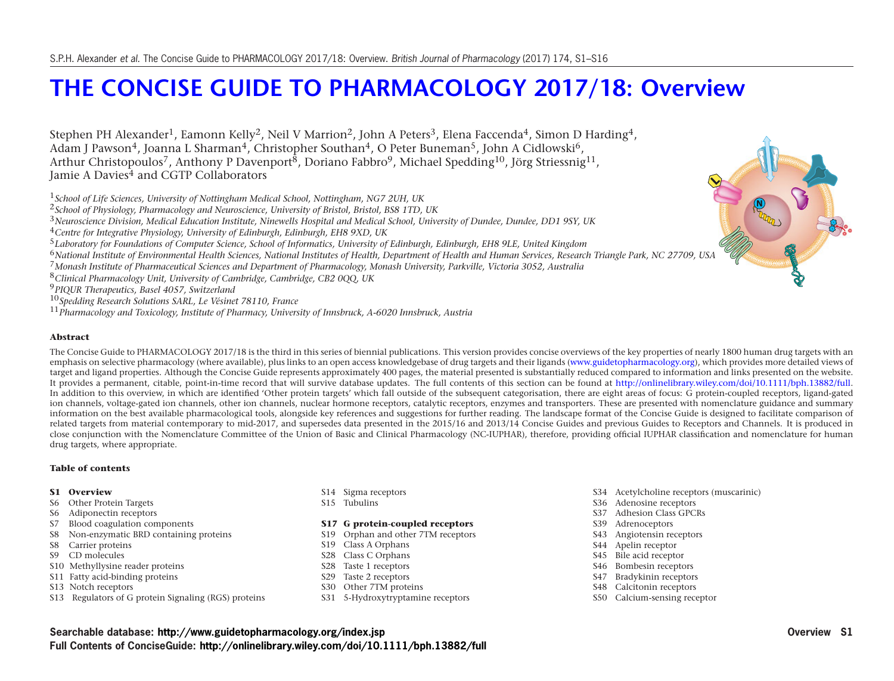# THE CONCISE GUIDE TO PHARMACOLOGY 2017/18: Overview

Stephen PH Alexander[1], Eamonn Kelly[2], Neil V Marrion[2], John A Peters[3], Elena Faccenda[4], Simon D Harding[4], Adam J Pawson[4], Joanna L Sharman[4], Christopher Southan[4], O Peter Buneman[5], John A Cidlowski[6], Arthur Christopoulos[7], Anthony P Davenport[8], Doriano Fabbro[9], Michael Spedding[10], Jörg Striessnig[11], Jamie A Davies[4] and CGTP Collaborators

[1]*School of Life Sciences, University of Nottingham Medical School, Nottingham, NG7 2UH, UK*
[2]*School of Physiology, Pharmacology and Neuroscience, University of Bristol, Bristol, BS8 1TD, UK*
[3]*Neuroscience Division, Medical Education Institute, Ninewells Hospital and Medical School, University of Dundee, Dundee, DD1 9SY, UK*
[4]*Centre for Integrative Physiology, University of Edinburgh, Edinburgh, EH8 9XD, UK*
[5]*Laboratory for Foundations of Computer Science, School of Informatics, University of Edinburgh, Edinburgh, EH8 9LE, United Kingdom*
[6]*National Institute of Environmental Health Sciences, National Institutes of Health, Department of Health and Human Services, Research Triangle Park, NC 27709, USA*
[7]*Monash Institute of Pharmaceutical Sciences and Department of Pharmacology, Monash University, Parkville, Victoria 3052, Australia*
[8]*Clinical Pharmacology Unit, University of Cambridge, Cambridge, CB2 0QQ, UK*
[9]*PIQUR Therapeutics, Basel 4057, Switzerland*
[10]*Spedding Research Solutions SARL, Le Vésinet 78110, France*
[11]*Pharmacology and Toxicology, Institute of Pharmacy, University of Innsbruck, A-6020 Innsbruck, Austria*

## Abstract

The Concise Guide to PHARMACOLOGY 2017/18 is the third in this series of biennial publications. This version provides concise overviews of the key properties of nearly 1800 human drug targets with an emphasis on selective pharmacology (where available), plus links to an open access knowledgebase of drug targets and their ligands (www.guidetopharmacology.org), which provides more detailed views of target and ligand properties. Although the Concise Guide represents approximately 400 pages, the material presented is substantially reduced compared to information and links presented on the website. It provides a permanent, citable, point-in-time record that will survive database updates. The full contents of this section can be found at http://onlinelibrary.wiley.com/doi/10.1111/bph.13882/full. In addition to this overview, in which are identified 'Other protein targets' which fall outside of the subsequent categorisation, there are eight areas of focus: G protein-coupled receptors, ligand-gated ion channels, voltage-gated ion channels, other ion channels, nuclear hormone receptors, catalytic receptors, enzymes and transporters. These are presented with nomenclature guidance and summary information on the best available pharmacological tools, alongside key references and suggestions for further reading. The landscape format of the Concise Guide is designed to facilitate comparison of related targets from material contemporary to mid-2017, and supersedes data presented in the 2015/16 and 2013/14 Concise Guides and previous Guides to Receptors and Channels. It is produced in close conjunction with the Nomenclature Committee of the Union of Basic and Clinical Pharmacology (NC-IUPHAR), therefore, providing official IUPHAR classification and nomenclature for human drug targets, where appropriate.

## Table of contents

**S1 Overview**
S6 Other Protein Targets
S6 Adiponectin receptors
S7 Blood coagulation components
S8 Non-enzymatic BRD containing proteins
S8 Carrier proteins
S9 CD molecules
S10 Methyllysine reader proteins
S11 Fatty acid-binding proteins
S13 Notch receptors
S13 Regulators of G protein Signaling (RGS) proteins
S14 Sigma receptors
S15 Tubulins

**S17 G protein-coupled receptors**
S19 Orphan and other 7TM receptors
S19 Class A Orphans
S28 Class C Orphans
S28 Taste 1 receptors
S29 Taste 2 receptors
S30 Other 7TM proteins
S31 5-Hydroxytryptamine receptors
S34 Acetylcholine receptors (muscarinic)
S36 Adenosine receptors
S37 Adhesion Class GPCRs
S39 Adrenoceptors
S43 Angiotensin receptors
S44 Apelin receptor
S45 Bile acid receptor
S46 Bombesin receptors
S47 Bradykinin receptors
S48 Calcitonin receptors
S50 Calcium-sensing receptor

**Searchable database: http://www.guidetopharmacology.org/index.jsp**
**Full Contents of ConciseGuide: http://onlinelibrary.wiley.com/doi/10.1111/bph.13882/full**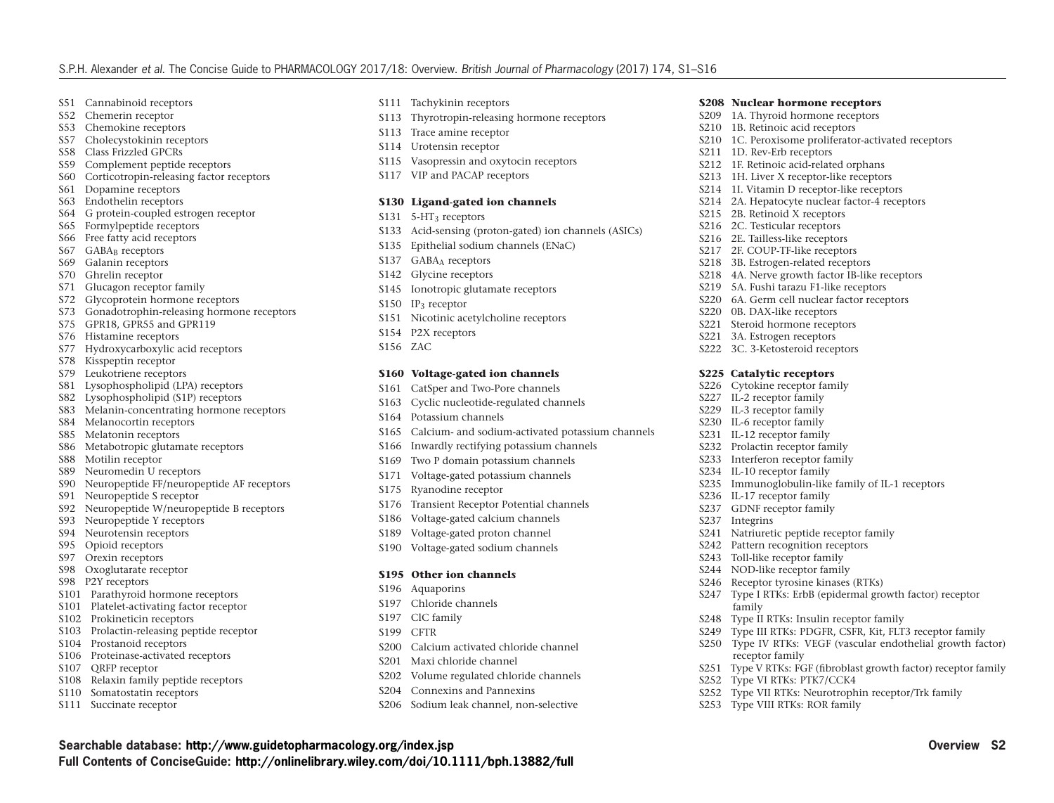S51 Cannabinoid receptors
S52 Chemerin receptor
S53 Chemokine receptors
S57 Cholecystokinin receptors
S58 Class Frizzled GPCRs
S59 Complement peptide receptors
S60 Corticotropin-releasing factor receptors
S61 Dopamine receptors
S63 Endothelin receptors
S64 G protein-coupled estrogen receptor
S65 Formylpeptide receptors
S66 Free fatty acid receptors
S67 $GABA_B$ receptors
S69 Galanin receptors
S70 Ghrelin receptor
S71 Glucagon receptor family
S72 Glycoprotein hormone receptors
S73 Gonadotrophin-releasing hormone receptors
S75 GPR18, GPR55 and GPR119
S76 Histamine receptors
S77 Hydroxycarboxylic acid receptors
S78 Kisspeptin receptor
S79 Leukotriene receptors
S81 Lysophospholipid (LPA) receptors
S82 Lysophospholipid (S1P) receptors
S83 Melanin-concentrating hormone receptors
S84 Melanocortin receptors
S85 Melatonin receptors
S86 Metabotropic glutamate receptors
S88 Motilin receptor
S89 Neuromedin U receptors
S90 Neuropeptide FF/neuropeptide AF receptors
S91 Neuropeptide S receptor
S92 Neuropeptide W/neuropeptide B receptors
S93 Neuropeptide Y receptors
S94 Neurotensin receptors
S95 Opioid receptors
S97 Orexin receptors
S98 Oxoglutarate receptor
S98 P2Y receptors
S101 Parathyroid hormone receptors
S101 Platelet-activating factor receptor
S102 Prokineticin receptors
S103 Prolactin-releasing peptide receptor
S104 Prostanoid receptors
S106 Proteinase-activated receptors
S107 QRFP receptor
S108 Relaxin family peptide receptors
S110 Somatostatin receptors
S111 Succinate receptor
S111 Tachykinin receptors
S113 Thyrotropin-releasing hormone receptors
S113 Trace amine receptor
S114 Urotensin receptor
S115 Vasopressin and oxytocin receptors
S117 VIP and PACAP receptors

**S130 Ligand-gated ion channels**

S131 $5\text{-}HT_3$ receptors
S133 Acid-sensing (proton-gated) ion channels (ASICs)
S135 Epithelial sodium channels (ENaC)
S137 $GABA_A$ receptors
S142 Glycine receptors
S145 Ionotropic glutamate receptors
S150 $IP_3$ receptor
S151 Nicotinic acetylcholine receptors
S154 P2X receptors
S156 ZAC

**S160 Voltage-gated ion channels**

S161 CatSper and Two-Pore channels
S163 Cyclic nucleotide-regulated channels
S164 Potassium channels
S165 Calcium- and sodium-activated potassium channels
S166 Inwardly rectifying potassium channels
S169 Two P domain potassium channels
S171 Voltage-gated potassium channels
S175 Ryanodine receptor
S176 Transient Receptor Potential channels
S186 Voltage-gated calcium channels
S189 Voltage-gated proton channel
S190 Voltage-gated sodium channels

**S195 Other ion channels**

S196 Aquaporins
S197 Chloride channels
S197 ClC family
S199 CFTR
S200 Calcium activated chloride channel
S201 Maxi chloride channel
S202 Volume regulated chloride channels
S204 Connexins and Pannexins
S206 Sodium leak channel, non-selective

**S208 Nuclear hormone receptors**

S209 1A. Thyroid hormone receptors
S210 1B. Retinoic acid receptors
S210 1C. Peroxisome proliferator-activated receptors
S211 1D. Rev-Erb receptors
S212 1F. Retinoic acid-related orphans
S213 1H. Liver X receptor-like receptors
S214 1I. Vitamin D receptor-like receptors
S214 2A. Hepatocyte nuclear factor-4 receptors
S215 2B. Retinoid X receptors
S216 2C. Testicular receptors
S216 2E. Tailless-like receptors
S217 2F. COUP-TF-like receptors
S218 3B. Estrogen-related receptors
S218 4A. Nerve growth factor IB-like receptors
S219 5A. Fushi tarazu F1-like receptors
S220 6A. Germ cell nuclear factor receptors
S220 0B. DAX-like receptors
S221 Steroid hormone receptors
S221 3A. Estrogen receptors
S222 3C. 3-Ketosteroid receptors

**S225 Catalytic receptors**

S226 Cytokine receptor family
S227 IL-2 receptor family
S229 IL-3 receptor family
S230 IL-6 receptor family
S231 IL-12 receptor family
S232 Prolactin receptor family
S233 Interferon receptor family
S234 IL-10 receptor family
S235 Immunoglobulin-like family of IL-1 receptors
S236 IL-17 receptor family
S237 GDNF receptor family
S237 Integrins
S241 Natriuretic peptide receptor family
S242 Pattern recognition receptors
S243 Toll-like receptor family
S244 NOD-like receptor family
S246 Receptor tyrosine kinases (RTKs)
S247 Type I RTKs: ErbB (epidermal growth factor) receptor family
S248 Type II RTKs: Insulin receptor family
S249 Type III RTKs: PDGFR, CSFR, Kit, FLT3 receptor family
S250 Type IV RTKs: VEGF (vascular endothelial growth factor) receptor family
S251 Type V RTKs: FGF (fibroblast growth factor) receptor family
S252 Type VI RTKs: PTK7/CCK4
S252 Type VII RTKs: Neurotrophin receptor/Trk family
S253 Type VIII RTKs: ROR family

**Searchable database: http://www.guidetopharmacology.org/index.jsp**
**Full Contents of ConciseGuide: http://onlinelibrary.wiley.com/doi/10.1111/bph.13882/full**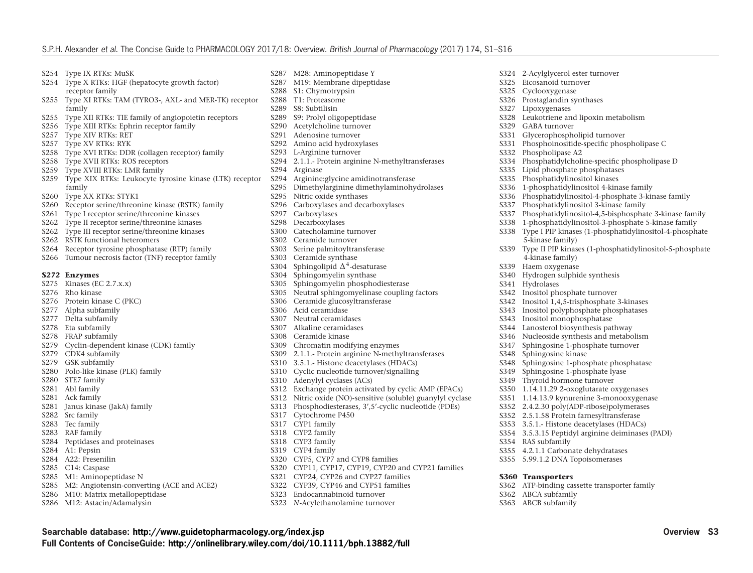S254 Type IX RTKs: MuSK
S254 Type X RTKs: HGF (hepatocyte growth factor) receptor family
S255 Type XI RTKs: TAM (TYRO3-, AXL- and MER-TK) receptor family
S255 Type XII RTKs: TIE family of angiopoietin receptors
S256 Type XIII RTKs: Ephrin receptor family
S257 Type XIV RTKs: RET
S257 Type XV RTKs: RYK
S258 Type XVI RTKs: DDR (collagen receptor) family
S258 Type XVII RTKs: ROS receptors
S259 Type XVIII RTKs: LMR family
S259 Type XIX RTKs: Leukocyte tyrosine kinase (LTK) receptor family
S260 Type XX RTKs: STYK1
S260 Receptor serine/threonine kinase (RSTK) family
S261 Type I receptor serine/threonine kinases
S262 Type II receptor serine/threonine kinases
S262 Type III receptor serine/threonine kinases
S262 RSTK functional heteromers
S264 Receptor tyrosine phosphatase (RTP) family
S266 Tumour necrosis factor (TNF) receptor family

**S272 Enzymes**

S275 Kinases (EC 2.7.x.x)
S276 Rho kinase
S276 Protein kinase C (PKC)
S277 Alpha subfamily
S277 Delta subfamily
S278 Eta subfamily
S278 FRAP subfamily
S279 Cyclin-dependent kinase (CDK) family
S279 CDK4 subfamily
S279 GSK subfamily
S280 Polo-like kinase (PLK) family
S280 STE7 family
S281 Abl family
S281 Ack family
S281 Janus kinase (JakA) family
S282 Src family
S283 Tec family
S283 RAF family
S284 Peptidases and proteinases
S284 A1: Pepsin
S284 A22: Presenilin
S285 C14: Caspase
S285 M1: Aminopeptidase N
S285 M2: Angiotensin-converting (ACE and ACE2)
S286 M10: Matrix metallopeptidase
S286 M12: Astacin/Adamalysin
S287 M28: Aminopeptidase Y
S287 M19: Membrane dipeptidase
S288 S1: Chymotrypsin
S288 T1: Proteasome
S289 S8: Subtilisin
S289 S9: Prolyl oligopeptidase
S290 Acetylcholine turnover
S291 Adenosine turnover
S292 Amino acid hydroxylases
S293 L-Arginine turnover
S294 2.1.1.- Protein arginine N-methyltransferases
S294 Arginase
S294 Arginine:glycine amidinotransferase
S295 Dimethylarginine dimethylaminohydrolases
S295 Nitric oxide synthases
S296 Carboxylases and decarboxylases
S297 Carboxylases
S298 Decarboxylases
S300 Catecholamine turnover
S302 Ceramide turnover
S303 Serine palmitoyltransferase
S303 Ceramide synthase
S304 Sphingolipid $\Delta^4$-desaturase
S304 Sphingomyelin synthase
S305 Sphingomyelin phosphodiesterase
S305 Neutral sphingomyelinase coupling factors
S306 Ceramide glucosyltransferase
S306 Acid ceramidase
S307 Neutral ceramidases
S307 Alkaline ceramidases
S308 Ceramide kinase
S309 Chromatin modifying enzymes
S309 2.1.1.- Protein arginine N-methyltransferases
S310 3.5.1.- Histone deacetylases (HDACs)
S310 Cyclic nucleotide turnover/signalling
S310 Adenylyl cyclases (ACs)
S312 Exchange protein activated by cyclic AMP (EPACs)
S312 Nitric oxide (NO)-sensitive (soluble) guanylyl cyclase
S313 Phosphodiesterases, 3′,5′-cyclic nucleotide (PDEs)
S317 Cytochrome P450
S317 CYP1 family
S318 CYP2 family
S318 CYP3 family
S319 CYP4 family
S320 CYP5, CYP7 and CYP8 families
S320 CYP11, CYP17, CYP19, CYP20 and CYP21 families
S321 CYP24, CYP26 and CYP27 families
S322 CYP39, CYP46 and CYP51 families
S323 Endocannabinoid turnover
S323 *N*-Acylethanolamine turnover
S324 2-Acylglycerol ester turnover
S325 Eicosanoid turnover
S325 Cyclooxygenase
S326 Prostaglandin synthases
S327 Lipoxygenases
S328 Leukotriene and lipoxin metabolism
S329 GABA turnover
S331 Glycerophospholipid turnover
S331 Phosphoinositide-specific phospholipase C
S332 Phospholipase A2
S334 Phosphatidylcholine-specific phospholipase D
S335 Lipid phosphate phosphatases
S335 Phosphatidylinositol kinases
S336 1-phosphatidylinositol 4-kinase family
S336 Phosphatidylinositol-4-phosphate 3-kinase family
S337 Phosphatidylinositol 3-kinase family
S337 Phosphatidylinositol-4,5-bisphosphate 3-kinase family
S338 1-phosphatidylinositol-3-phosphate 5-kinase family
S338 Type I PIP kinases (1-phosphatidylinositol-4-phosphate 5-kinase family)
S339 Type II PIP kinases (1-phosphatidylinositol-5-phosphate 4-kinase family)
S339 Haem oxygenase
S340 Hydrogen sulphide synthesis
S341 Hydrolases
S342 Inositol phosphate turnover
S342 Inositol 1,4,5-trisphosphate 3-kinases
S343 Inositol polyphosphate phosphatases
S343 Inositol monophosphatase
S344 Lanosterol biosynthesis pathway
S346 Nucleoside synthesis and metabolism
S347 Sphingosine 1-phosphate turnover
S348 Sphingosine kinase
S348 Sphingosine 1-phosphate phosphatase
S349 Sphingosine 1-phosphate lyase
S349 Thyroid hormone turnover
S350 1.14.11.29 2-oxoglutarate oxygenases
S351 1.14.13.9 kynurenine 3-monooxygenase
S352 2.4.2.30 poly(ADP-ribose)polymerases
S352 2.5.1.58 Protein farnesyltransferase
S353 3.5.1.- Histone deacetylases (HDACs)
S354 3.5.3.15 Peptidyl arginine deiminases (PADI)
S354 RAS subfamily
S355 4.2.1.1 Carbonate dehydratases
S355 5.99.1.2 DNA Topoisomerases

**S360 Transporters**

S362 ATP-binding cassette transporter family
S362 ABCA subfamily
S363 ABCB subfamily

**Searchable database: http://www.guidetopharmacology.org/index.jsp**
**Full Contents of ConciseGuide: http://onlinelibrary.wiley.com/doi/10.1111/bph.13882/full**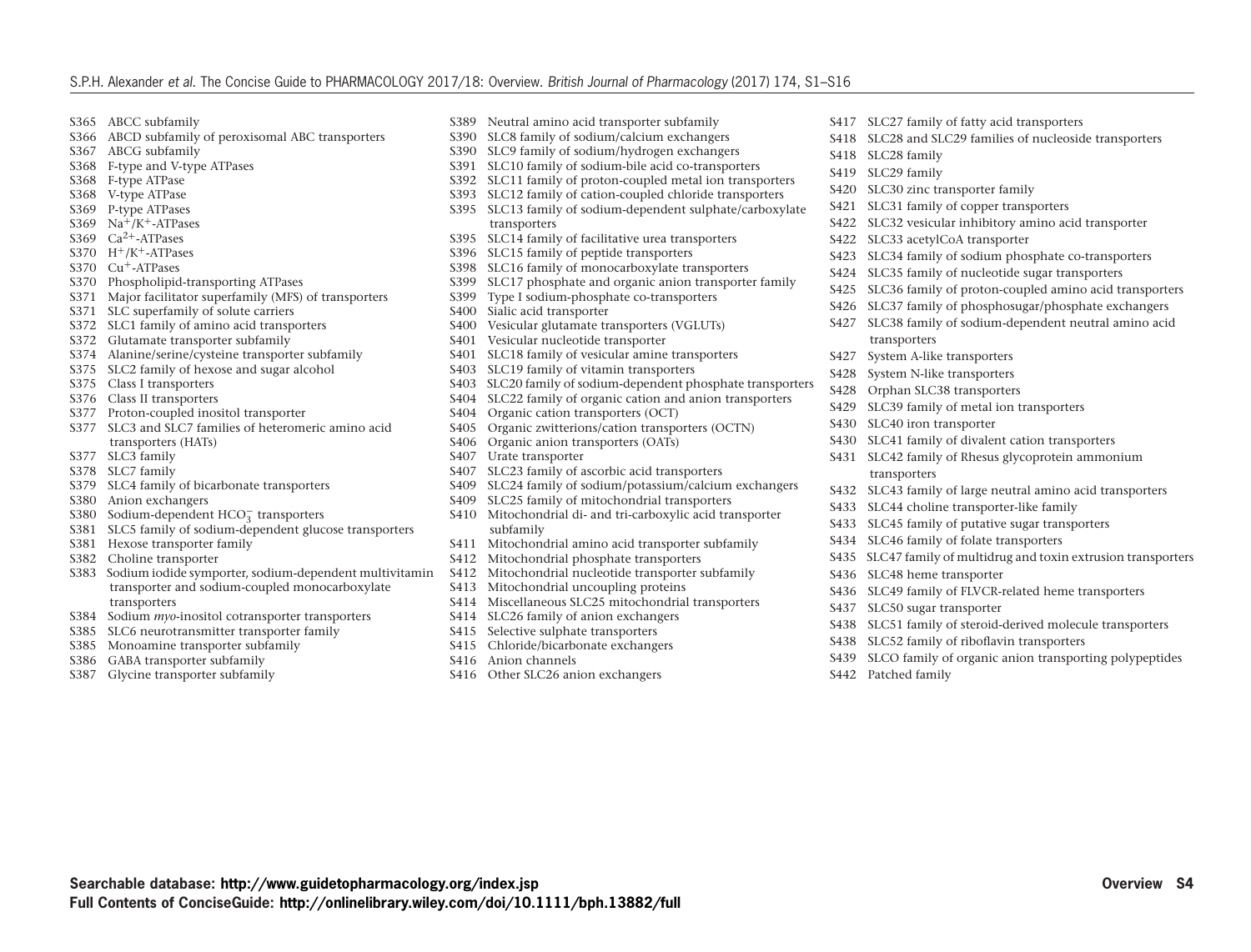S365 ABCC subfamily
S366 ABCD subfamily of peroxisomal ABC transporters
S367 ABCG subfamily
S368 F-type and V-type ATPases
S368 F-type ATPase
S368 V-type ATPase
S369 P-type ATPases
S369 $Na^+/K^+$-ATPases
S369 $Ca^{2+}$-ATPases
S370 $H^+/K^+$-ATPases
S370 $Cu^+$-ATPases
S370 Phospholipid-transporting ATPases
S371 Major facilitator superfamily (MFS) of transporters
S371 SLC superfamily of solute carriers
S372 SLC1 family of amino acid transporters
S372 Glutamate transporter subfamily
S374 Alanine/serine/cysteine transporter subfamily
S375 SLC2 family of hexose and sugar alcohol
S375 Class I transporters
S376 Class II transporters
S377 Proton-coupled inositol transporter
S377 SLC3 and SLC7 families of heteromeric amino acid transporters (HATs)
S377 SLC3 family
S378 SLC7 family
S379 SLC4 family of bicarbonate transporters
S380 Anion exchangers
S380 Sodium-dependent $HCO_3^-$ transporters
S381 SLC5 family of sodium-dependent glucose transporters
S381 Hexose transporter family
S382 Choline transporter
S383 Sodium iodide symporter, sodium-dependent multivitamin transporter and sodium-coupled monocarboxylate transporters
S384 Sodium *myo*-inositol cotransporter transporters
S385 SLC6 neurotransmitter transporter family
S385 Monoamine transporter subfamily
S386 GABA transporter subfamily
S387 Glycine transporter subfamily
S389 Neutral amino acid transporter subfamily
S390 SLC8 family of sodium/calcium exchangers
S390 SLC9 family of sodium/hydrogen exchangers
S391 SLC10 family of sodium-bile acid co-transporters
S392 SLC11 family of proton-coupled metal ion transporters
S393 SLC12 family of cation-coupled chloride transporters
S395 SLC13 family of sodium-dependent sulphate/carboxylate transporters
S395 SLC14 family of facilitative urea transporters
S396 SLC15 family of peptide transporters
S398 SLC16 family of monocarboxylate transporters
S399 SLC17 phosphate and organic anion transporter family
S399 Type I sodium-phosphate co-transporters
S400 Sialic acid transporter
S400 Vesicular glutamate transporters (VGLUTs)
S401 Vesicular nucleotide transporter
S401 SLC18 family of vesicular amine transporters
S403 SLC19 family of vitamin transporters
S403 SLC20 family of sodium-dependent phosphate transporters
S404 SLC22 family of organic cation and anion transporters
S404 Organic cation transporters (OCT)
S405 Organic zwitterions/cation transporters (OCTN)
S406 Organic anion transporters (OATs)
S407 Urate transporter
S407 SLC23 family of ascorbic acid transporters
S409 SLC24 family of sodium/potassium/calcium exchangers
S409 SLC25 family of mitochondrial transporters
S410 Mitochondrial di- and tri-carboxylic acid transporter subfamily
S411 Mitochondrial amino acid transporter subfamily
S412 Mitochondrial phosphate transporters
S412 Mitochondrial nucleotide transporter subfamily
S413 Mitochondrial uncoupling proteins
S414 Miscellaneous SLC25 mitochondrial transporters
S414 SLC26 family of anion exchangers
S415 Selective sulphate transporters
S415 Chloride/bicarbonate exchangers
S416 Anion channels
S416 Other SLC26 anion exchangers
S417 SLC27 family of fatty acid transporters
S418 SLC28 and SLC29 families of nucleoside transporters
S418 SLC28 family
S419 SLC29 family
S420 SLC30 zinc transporter family
S421 SLC31 family of copper transporters
S422 SLC32 vesicular inhibitory amino acid transporter
S422 SLC33 acetylCoA transporter
S423 SLC34 family of sodium phosphate co-transporters
S424 SLC35 family of nucleotide sugar transporters
S425 SLC36 family of proton-coupled amino acid transporters
S426 SLC37 family of phosphosugar/phosphate exchangers
S427 SLC38 family of sodium-dependent neutral amino acid transporters
S427 System A-like transporters
S428 System N-like transporters
S428 Orphan SLC38 transporters
S429 SLC39 family of metal ion transporters
S430 SLC40 iron transporter
S430 SLC41 family of divalent cation transporters
S431 SLC42 family of Rhesus glycoprotein ammonium transporters
S432 SLC43 family of large neutral amino acid transporters
S433 SLC44 choline transporter-like family
S433 SLC45 family of putative sugar transporters
S434 SLC46 family of folate transporters
S435 SLC47 family of multidrug and toxin extrusion transporters
S436 SLC48 heme transporter
S436 SLC49 family of FLVCR-related heme transporters
S437 SLC50 sugar transporter
S438 SLC51 family of steroid-derived molecule transporters
S438 SLC52 family of riboflavin transporters
S439 SLCO family of organic anion transporting polypeptides
S442 Patched family

**Searchable database: http://www.guidetopharmacology.org/index.jsp**
**Full Contents of ConciseGuide: http://onlinelibrary.wiley.com/doi/10.1111/bph.13882/full**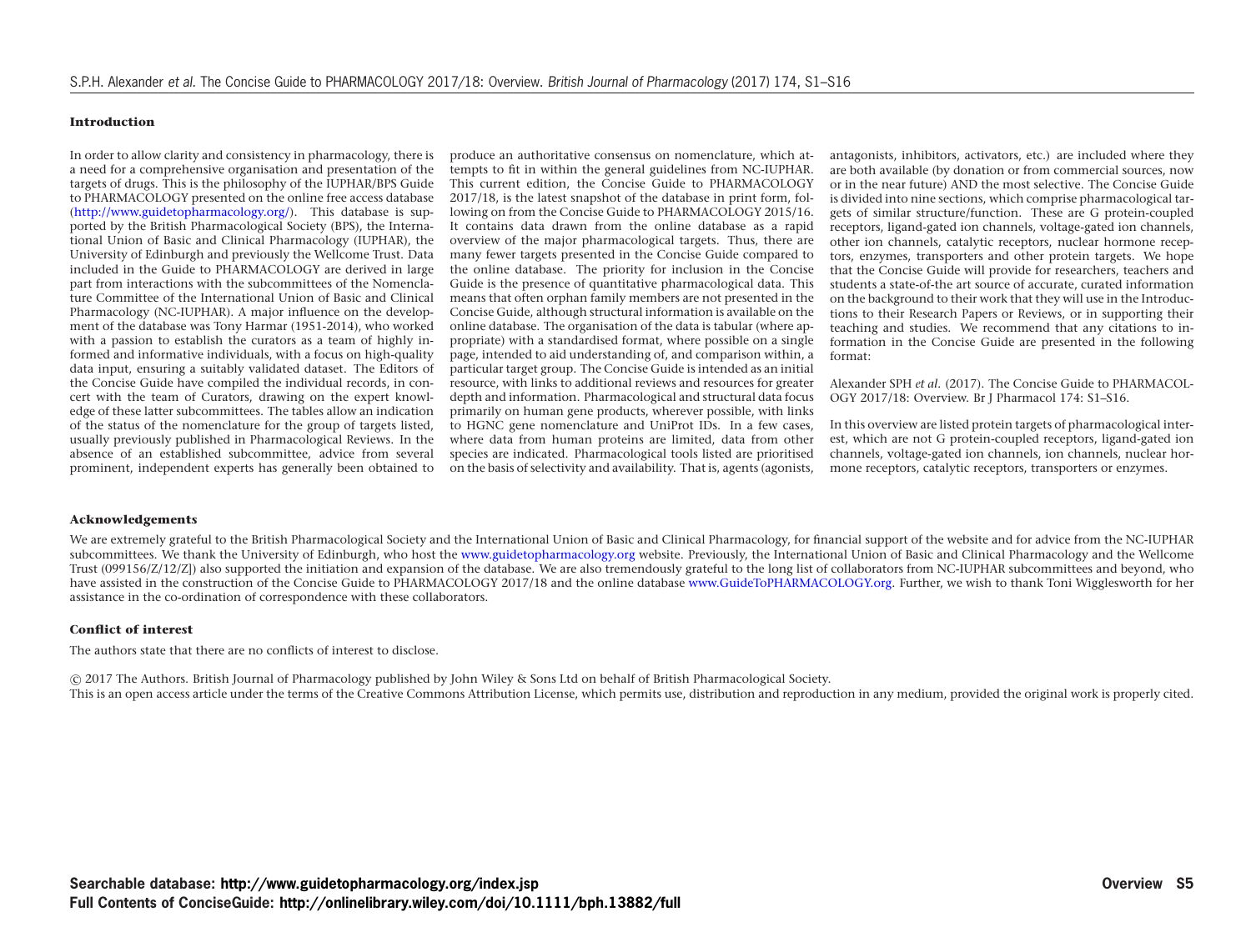## Introduction

In order to allow clarity and consistency in pharmacology, there is a need for a comprehensive organisation and presentation of the targets of drugs. This is the philosophy of the IUPHAR/BPS Guide to PHARMACOLOGY presented on the online free access database (http://www.guidetopharmacology.org/). This database is supported by the British Pharmacological Society (BPS), the International Union of Basic and Clinical Pharmacology (IUPHAR), the University of Edinburgh and previously the Wellcome Trust. Data included in the Guide to PHARMACOLOGY are derived in large part from interactions with the subcommittees of the Nomenclature Committee of the International Union of Basic and Clinical Pharmacology (NC-IUPHAR). A major influence on the development of the database was Tony Harmar (1951-2014), who worked with a passion to establish the curators as a team of highly informed and informative individuals, with a focus on high-quality data input, ensuring a suitably validated dataset. The Editors of the Concise Guide have compiled the individual records, in concert with the team of Curators, drawing on the expert knowledge of these latter subcommittees. The tables allow an indication of the status of the nomenclature for the group of targets listed, usually previously published in Pharmacological Reviews. In the absence of an established subcommittee, advice from several prominent, independent experts has generally been obtained to produce an authoritative consensus on nomenclature, which attempts to fit in within the general guidelines from NC-IUPHAR. This current edition, the Concise Guide to PHARMACOLOGY 2017/18, is the latest snapshot of the database in print form, following on from the Concise Guide to PHARMACOLOGY 2015/16. It contains data drawn from the online database as a rapid overview of the major pharmacological targets. Thus, there are many fewer targets presented in the Concise Guide compared to the online database. The priority for inclusion in the Concise Guide is the presence of quantitative pharmacological data. This means that often orphan family members are not presented in the Concise Guide, although structural information is available on the online database. The organisation of the data is tabular (where appropriate) with a standardised format, where possible on a single page, intended to aid understanding of, and comparison within, a particular target group. The Concise Guide is intended as an initial resource, with links to additional reviews and resources for greater depth and information. Pharmacological and structural data focus primarily on human gene products, wherever possible, with links to HGNC gene nomenclature and UniProt IDs. In a few cases, where data from human proteins are limited, data from other species are indicated. Pharmacological tools listed are prioritised on the basis of selectivity and availability. That is, agents (agonists, antagonists, inhibitors, activators, etc.) are included where they are both available (by donation or from commercial sources, now or in the near future) AND the most selective. The Concise Guide is divided into nine sections, which comprise pharmacological targets of similar structure/function. These are G protein-coupled receptors, ligand-gated ion channels, voltage-gated ion channels, other ion channels, catalytic receptors, nuclear hormone receptors, enzymes, transporters and other protein targets. We hope that the Concise Guide will provide for researchers, teachers and students a state-of-the art source of accurate, curated information on the background to their work that they will use in the Introductions to their Research Papers or Reviews, or in supporting their teaching and studies. We recommend that any citations to information in the Concise Guide are presented in the following format:

Alexander SPH *et al.* (2017). The Concise Guide to PHARMACOLOGY 2017/18: Overview. Br J Pharmacol 174: S1–S16.

In this overview are listed protein targets of pharmacological interest, which are not G protein-coupled receptors, ligand-gated ion channels, voltage-gated ion channels, ion channels, nuclear hormone receptors, catalytic receptors, transporters or enzymes.

## Acknowledgements

We are extremely grateful to the British Pharmacological Society and the International Union of Basic and Clinical Pharmacology, for financial support of the website and for advice from the NC-IUPHAR subcommittees. We thank the University of Edinburgh, who host the www.guidetopharmacology.org website. Previously, the International Union of Basic and Clinical Pharmacology and the Wellcome Trust (099156/Z/12/Z]) also supported the initiation and expansion of the database. We are also tremendously grateful to the long list of collaborators from NC-IUPHAR subcommittees and beyond, who have assisted in the construction of the Concise Guide to PHARMACOLOGY 2017/18 and the online database www.GuideToPHARMACOLOGY.org. Further, we wish to thank Toni Wigglesworth for her assistance in the co-ordination of correspondence with these collaborators.

## Conflict of interest

The authors state that there are no conflicts of interest to disclose.

© 2017 The Authors. British Journal of Pharmacology published by John Wiley & Sons Ltd on behalf of British Pharmacological Society.
This is an open access article under the terms of the Creative Commons Attribution License, which permits use, distribution and reproduction in any medium, provided the original work is properly cited.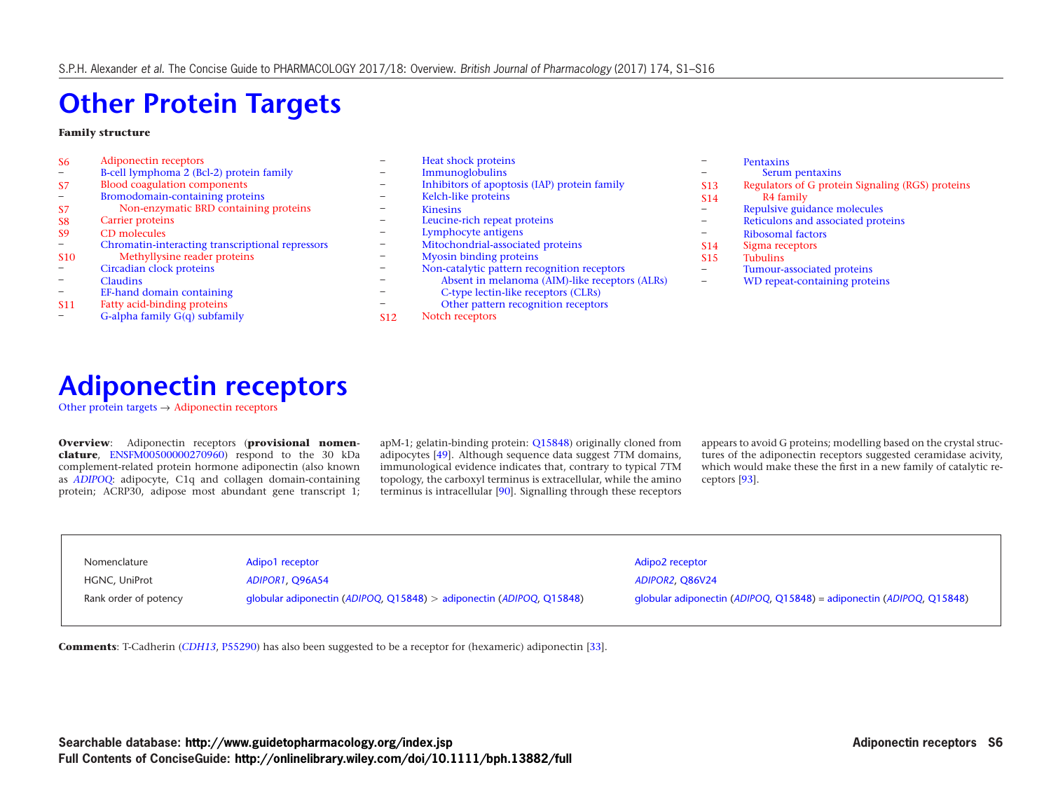# Other Protein Targets

**Family structure**

- S6 Adiponectin receptors
- – B-cell lymphoma 2 (Bcl-2) protein family
- S7 Blood coagulation components
- – Bromodomain-containing proteins
  - S7 Non-enzymatic BRD containing proteins
- S8 Carrier proteins
- S9 CD molecules
- – Chromatin-interacting transcriptional repressors
  - S10 Methyllysine reader proteins
- – Circadian clock proteins
- – Claudins
- – EF-hand domain containing
- S11 Fatty acid-binding proteins
- – G-alpha family G(q) subfamily
- – Heat shock proteins
- – Immunoglobulins
- – Inhibitors of apoptosis (IAP) protein family
- – Kelch-like proteins
- – Kinesins
- – Leucine-rich repeat proteins
- – Lymphocyte antigens
- – Mitochondrial-associated proteins
- – Myosin binding proteins
- – Non-catalytic pattern recognition receptors
  - – Absent in melanoma (AIM)-like receptors (ALRs)
  - – C-type lectin-like receptors (CLRs)
  - – Other pattern recognition receptors
- S12 Notch receptors
- – Pentaxins
  - – Serum pentaxins
- S13 Regulators of G protein Signaling (RGS) proteins
  - S14 R4 family
- – Repulsive guidance molecules
- – Reticulons and associated proteins
- – Ribosomal factors
- S14 Sigma receptors
- S15 Tubulins
- – Tumour-associated proteins
- – WD repeat-containing proteins

# Adiponectin receptors

Other protein targets → Adiponectin receptors

**Overview**: Adiponectin receptors (**provisional nomenclature**, ENSFM00500000270960) respond to the 30 kDa complement-related protein hormone adiponectin (also known as *ADIPOQ*: adipocyte, C1q and collagen domain-containing protein; ACRP30, adipose most abundant gene transcript 1; apM-1; gelatin-binding protein: Q15848) originally cloned from adipocytes [49]. Although sequence data suggest 7TM domains, immunological evidence indicates that, contrary to typical 7TM topology, the carboxyl terminus is extracellular, while the amino terminus is intracellular [90]. Signalling through these receptors appears to avoid G proteins; modelling based on the crystal structures of the adiponectin receptors suggested ceramidase acivity, which would make these the first in a new family of catalytic receptors [93].

| Nomenclature | Adipo1 receptor | Adipo2 receptor |
|---|---|---|
| HGNC, UniProt | *ADIPOR1*, Q96A54 | *ADIPOR2*, Q86V24 |
| Rank order of potency | globular adiponectin (*ADIPOQ*, Q15848) > adiponectin (*ADIPOQ*, Q15848) | globular adiponectin (*ADIPOQ*, Q15848) = adiponectin (*ADIPOQ*, Q15848) |

**Comments**: T-Cadherin (*CDH13*, P55290) has also been suggested to be a receptor for (hexameric) adiponectin [33].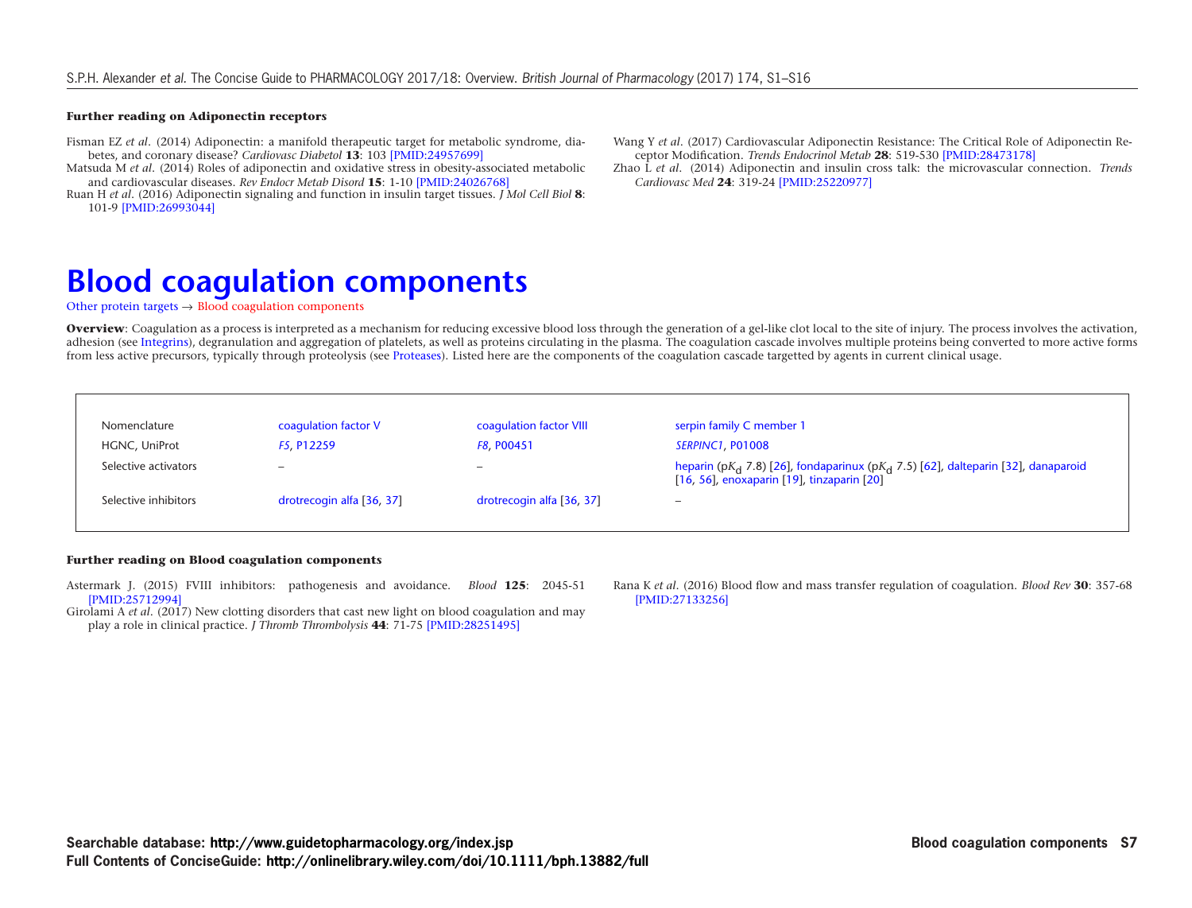**Further reading on Adiponectin receptors**

Fisman EZ *et al*. (2014) Adiponectin: a manifold therapeutic target for metabolic syndrome, diabetes, and coronary disease? *Cardiovasc Diabetol* **13**: 103 [PMID:24957699]

Matsuda M *et al*. (2014) Roles of adiponectin and oxidative stress in obesity-associated metabolic and cardiovascular diseases. *Rev Endocr Metab Disord* **15**: 1-10 [PMID:24026768]

Ruan H *et al*. (2016) Adiponectin signaling and function in insulin target tissues. *J Mol Cell Biol* **8**: 101-9 [PMID:26993044]

Wang Y *et al*. (2017) Cardiovascular Adiponectin Resistance: The Critical Role of Adiponectin Receptor Modification. *Trends Endocrinol Metab* **28**: 519-530 [PMID:28473178]

Zhao L *et al*. (2014) Adiponectin and insulin cross talk: the microvascular connection. *Trends Cardiovasc Med* **24**: 319-24 [PMID:25220977]

# Blood coagulation components

Other protein targets → Blood coagulation components

**Overview**: Coagulation as a process is interpreted as a mechanism for reducing excessive blood loss through the generation of a gel-like clot local to the site of injury. The process involves the activation, adhesion (see Integrins), degranulation and aggregation of platelets, as well as proteins circulating in the plasma. The coagulation cascade involves multiple proteins being converted to more active forms from less active precursors, typically through proteolysis (see Proteases). Listed here are the components of the coagulation cascade targetted by agents in current clinical usage.

| Nomenclature | coagulation factor V | coagulation factor VIII | serpin family C member 1 |
|---|---|---|---|
| HGNC, UniProt | *F5*, P12259 | *F8*, P00451 | *SERPINC1*, P01008 |
| Selective activators | – | – | heparin (p$K_d$ 7.8) [26], fondaparinux (p$K_d$ 7.5) [62], dalteparin [32], danaparoid [16, 56], enoxaparin [19], tinzaparin [20] |
| Selective inhibitors | drotrecogin alfa [36, 37] | drotrecogin alfa [36, 37] | – |

**Further reading on Blood coagulation components**

Astermark J. (2015) FVIII inhibitors: pathogenesis and avoidance. *Blood* **125**: 2045-51 [PMID:25712994]

Girolami A *et al*. (2017) New clotting disorders that cast new light on blood coagulation and may play a role in clinical practice. *J Thromb Thrombolysis* **44**: 71-75 [PMID:28251495]

Rana K *et al*. (2016) Blood flow and mass transfer regulation of coagulation. *Blood Rev* **30**: 357-68 [PMID:27133256]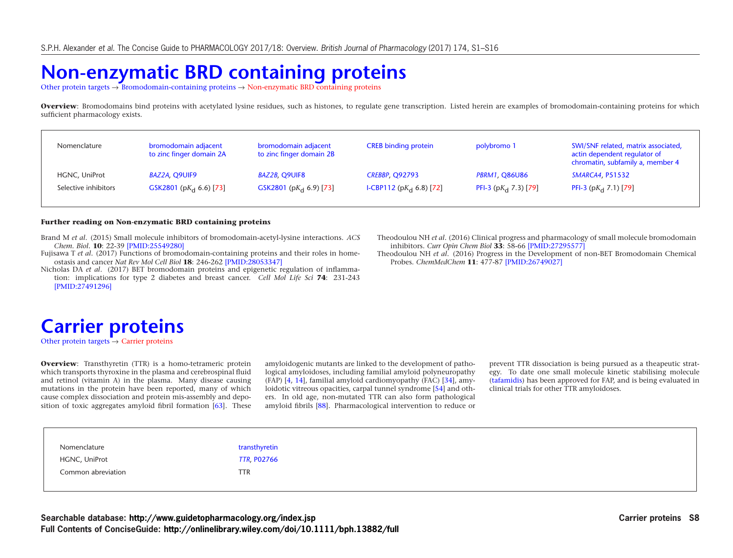# Non-enzymatic BRD containing proteins

Other protein targets → Bromodomain-containing proteins → Non-enzymatic BRD containing proteins

**Overview**: Bromodomains bind proteins with acetylated lysine residues, such as histones, to regulate gene transcription. Listed herein are examples of bromodomain-containing proteins for which sufficient pharmacology exists.

| Nomenclature | bromodomain adjacent to zinc finger domain 2A | bromodomain adjacent to zinc finger domain 2B | CREB binding protein | polybromo 1 | SWI/SNF related, matrix associated, actin dependent regulator of chromatin, subfamily a, member 4 |
|---|---|---|---|---|---|
| HGNC, UniProt | *BAZ2A*, Q9UIF9 | *BAZ2B*, Q9UIF8 | *CREBBP*, Q92793 | *PBRM1*, Q86U86 | *SMARCA4*, P51532 |
| Selective inhibitors | GSK2801 (p$K_d$ 6.6) [73] | GSK2801 (p$K_d$ 6.9) [73] | I-CBP112 (p$K_d$ 6.8) [72] | PFI-3 (p$K_d$ 7.3) [79] | PFI-3 (p$K_d$ 7.1) [79] |

### Further reading on Non-enzymatic BRD containing proteins

Brand M *et al*. (2015) Small molecule inhibitors of bromodomain-acetyl-lysine interactions. *ACS Chem. Biol.* **10**: 22-39 [PMID:25549280]

Fujisawa T *et al*. (2017) Functions of bromodomain-containing proteins and their roles in homeostasis and cancer *Nat Rev Mol Cell Biol* **18**: 246-262 [PMID:28053347]

Nicholas DA *et al*. (2017) BET bromodomain proteins and epigenetic regulation of inflammation: implications for type 2 diabetes and breast cancer. *Cell Mol Life Sci* **74**: 231-243 [PMID:27491296]

Theodoulou NH *et al*. (2016) Clinical progress and pharmacology of small molecule bromodomain inhibitors. *Curr Opin Chem Biol* **33**: 58-66 [PMID:27295577]

Theodoulou NH *et al*. (2016) Progress in the Development of non-BET Bromodomain Chemical Probes. *ChemMedChem* **11**: 477-87 [PMID:26749027]

# Carrier proteins

Other protein targets → Carrier proteins

**Overview**: Transthyretin (TTR) is a homo-tetrameric protein which transports thyroxine in the plasma and cerebrospinal fluid and retinol (vitamin A) in the plasma. Many disease causing mutations in the protein have been reported, many of which cause complex dissociation and protein mis-assembly and deposition of toxic aggregates amyloid fibril formation [63]. These amyloidogenic mutants are linked to the development of pathological amyloidoses, including familial amyloid polyneuropathy (FAP) [4, 14], familial amyloid cardiomyopathy (FAC) [34], amyloidotic vitreous opacities, carpal tunnel syndrome [54] and others. In old age, non-mutated TTR can also form pathological amyloid fibrils [88]. Pharmacological intervention to reduce or prevent TTR dissociation is being pursued as a theapeutic strategy. To date one small molecule kinetic stabilising molecule (tafamidis) has been approved for FAP, and is being evaluated in clinical trials for other TTR amyloidoses.

| Nomenclature | transthyretin |
|---|---|
| HGNC, UniProt | *TTR*, P02766 |
| Common abreviation | TTR |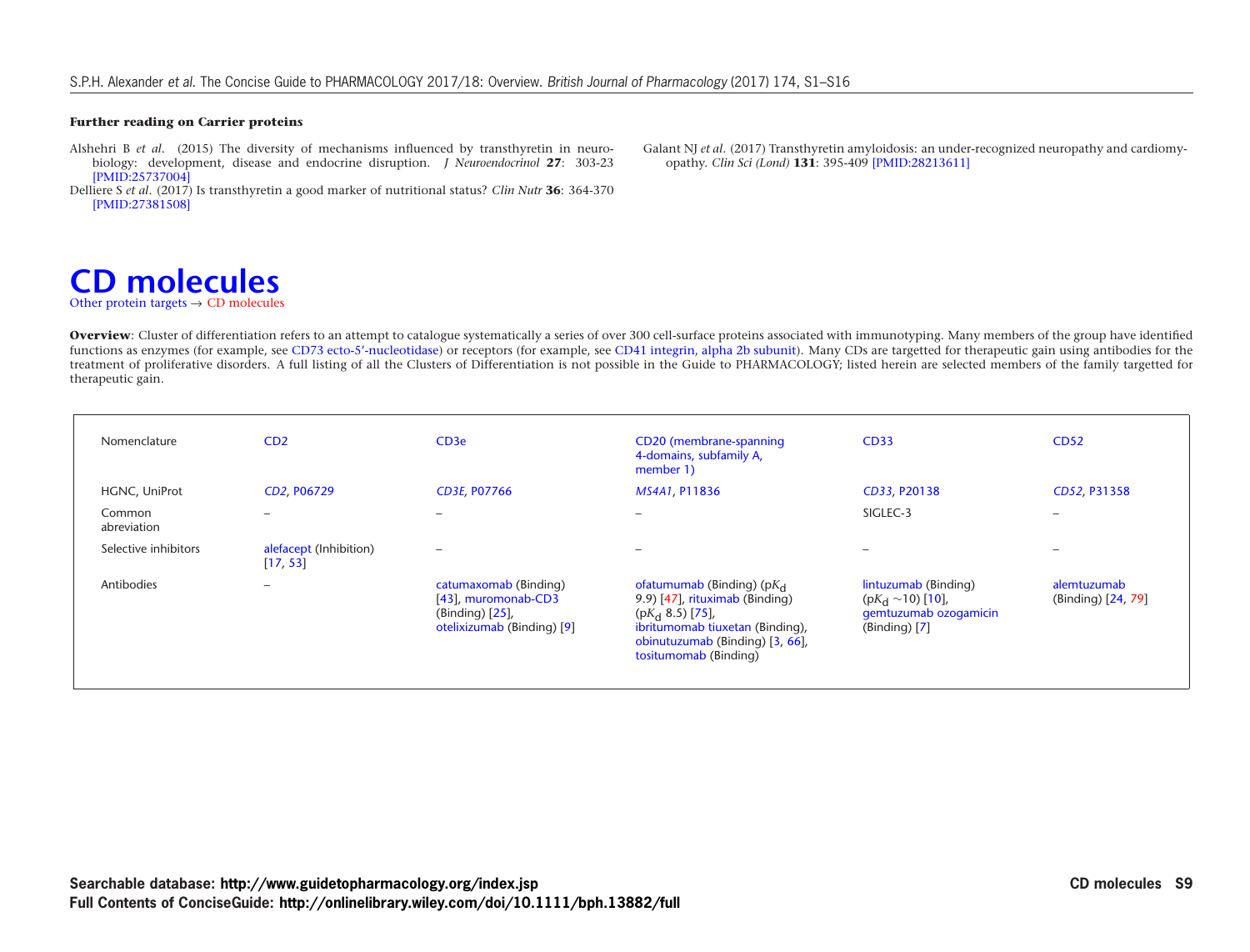### Further reading on Carrier proteins

Alshehri B *et al*. (2015) The diversity of mechanisms influenced by transthyretin in neurobiology: development, disease and endocrine disruption. *J Neuroendocrinol* **27**: 303-23 [PMID:25737004]

Delliere S *et al*. (2017) Is transthyretin a good marker of nutritional status? *Clin Nutr* **36**: 364-370 [PMID:27381508]

Galant NJ *et al*. (2017) Transthyretin amyloidosis: an under-recognized neuropathy and cardiomyopathy. *Clin Sci (Lond)* **131**: 395-409 [PMID:28213611]

# CD molecules

Other protein targets → CD molecules

**Overview**: Cluster of differentiation refers to an attempt to catalogue systematically a series of over 300 cell-surface proteins associated with immunotyping. Many members of the group have identified functions as enzymes (for example, see CD73 ecto-5'-nucleotidase) or receptors (for example, see CD41 integrin, alpha 2b subunit). Many CDs are targetted for therapeutic gain using antibodies for the treatment of proliferative disorders. A full listing of all the Clusters of Differentiation is not possible in the Guide to PHARMACOLOGY; listed herein are selected members of the family targetted for therapeutic gain.

| Nomenclature | CD2 | CD3e | CD20 (membrane-spanning 4-domains, subfamily A, member 1) | CD33 | CD52 |
|---|---|---|---|---|---|
| HGNC, UniProt | *CD2*, P06729 | *CD3E*, P07766 | *MS4A1*, P11836 | *CD33*, P20138 | *CD52*, P31358 |
| Common abreviation | – | – | – | SIGLEC-3 | – |
| Selective inhibitors | alefacept (Inhibition) [17, 53] | – | – | – | – |
| Antibodies | – | catumaxomab (Binding) [43], muromonab-CD3 (Binding) [25], otelixizumab (Binding) [9] | ofatumumab (Binding) ($pK_d$ 9.9) [47], rituximab (Binding) ($pK_d$ 8.5) [75], ibritumomab tiuxetan (Binding), obinutuzumab (Binding) [3, 66], tositumomab (Binding) | lintuzumab (Binding) ($pK_d$ ~10) [10], gemtuzumab ozogamicin (Binding) [7] | alemtuzumab (Binding) [24, 79] |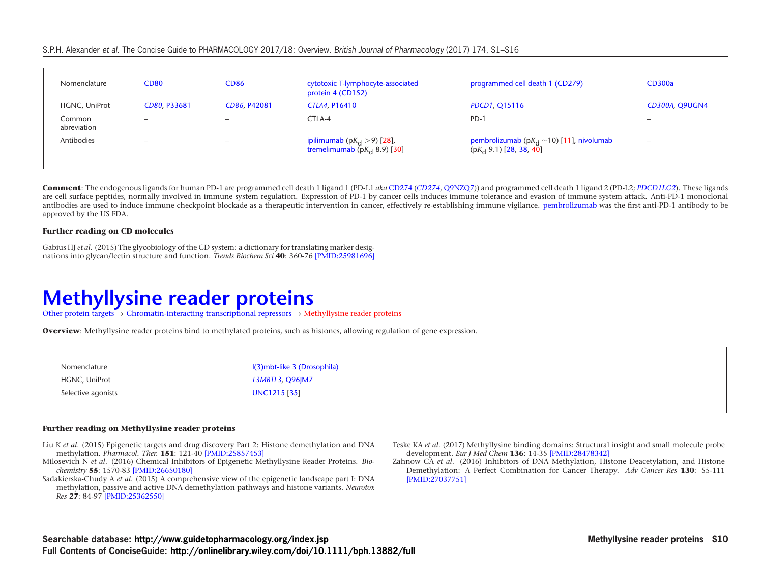| Nomenclature | CD80 | CD86 | cytotoxic T-lymphocyte-associated protein 4 (CD152) | programmed cell death 1 (CD279) | CD300a |
| --- | --- | --- | --- | --- | --- |
| HGNC, UniProt | *CD80*, P33681 | *CD86*, P42081 | *CTLA4*, P16410 | *PDCD1*, Q15116 | *CD300A*, Q9UGN4 |
| Common abreviation | – | – | CTLA-4 | PD-1 | – |
| Antibodies | – | – | ipilimumab ($pK_d > 9$) [28], tremelimumab ($pK_d$ 8.9) [30] | pembrolizumab ($pK_d \sim 10$) [11], nivolumab ($pK_d$ 9.1) [28, 38, 40] | – |

**Comment**: The endogenous ligands for human PD-1 are programmed cell death 1 ligand 1 (PD-L1 *aka* CD274 (*CD274*, Q9NZQ7)) and programmed cell death 1 ligand 2 (PD-L2; *PDCD1LG2*). These ligands are cell surface peptides, normally involved in immune system regulation. Expression of PD-1 by cancer cells induces immune tolerance and evasion of immune system attack. Anti-PD-1 monoclonal antibodies are used to induce immune checkpoint blockade as a therapeutic intervention in cancer, effectively re-establishing immune vigilance. pembrolizumab was the first anti-PD-1 antibody to be approved by the US FDA.

**Further reading on CD molecules**

Gabius HJ *et al.* (2015) The glycobiology of the CD system: a dictionary for translating marker designations into glycan/lectin structure and function. *Trends Biochem Sci* **40**: 360-76 [PMID:25981696]

# Methyllysine reader proteins

Other protein targets → Chromatin-interacting transcriptional repressors → Methyllysine reader proteins

**Overview**: Methyllysine reader proteins bind to methylated proteins, such as histones, allowing regulation of gene expression.

| Nomenclature | l(3)mbt-like 3 (Drosophila) |
| --- | --- |
| HGNC, UniProt | *L3MBTL3*, Q96JM7 |
| Selective agonists | UNC1215 [35] |

**Further reading on Methyllysine reader proteins**

Liu K *et al.* (2015) Epigenetic targets and drug discovery Part 2: Histone demethylation and DNA methylation. *Pharmacol. Ther.* **151**: 121-40 [PMID:25857453]

Milosevich N *et al.* (2016) Chemical Inhibitors of Epigenetic Methyllysine Reader Proteins. *Biochemistry* **55**: 1570-83 [PMID:26650180]

Sadakierska-Chudy A *et al.* (2015) A comprehensive view of the epigenetic landscape part I: DNA methylation, passive and active DNA demethylation pathways and histone variants. *Neurotox Res* **27**: 84-97 [PMID:25362550]

Teske KA *et al.* (2017) Methyllysine binding domains: Structural insight and small molecule probe development. *Eur J Med Chem* **136**: 14-35 [PMID:28478342]

Zahnow CA *et al.* (2016) Inhibitors of DNA Methylation, Histone Deacetylation, and Histone Demethylation: A Perfect Combination for Cancer Therapy. *Adv Cancer Res* **130**: 55-111 [PMID:27037751]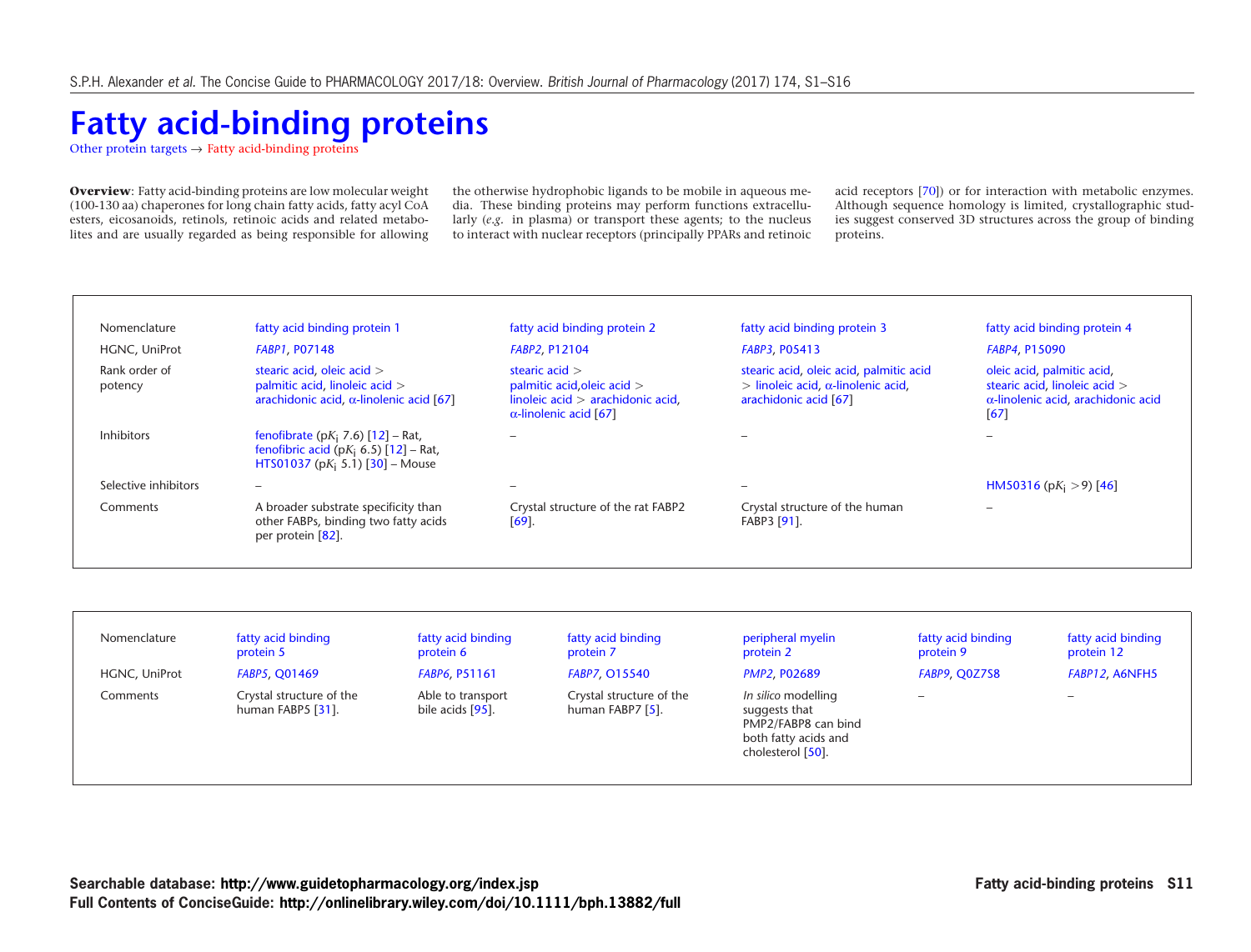# Fatty acid-binding proteins

Other protein targets → Fatty acid-binding proteins

**Overview**: Fatty acid-binding proteins are low molecular weight (100-130 aa) chaperones for long chain fatty acids, fatty acyl CoA esters, eicosanoids, retinols, retinoic acids and related metabolites and are usually regarded as being responsible for allowing the otherwise hydrophobic ligands to be mobile in aqueous media. These binding proteins may perform functions extracellularly (*e.g.* in plasma) or transport these agents; to the nucleus to interact with nuclear receptors (principally PPARs and retinoic acid receptors [70]) or for interaction with metabolic enzymes. Although sequence homology is limited, crystallographic studies suggest conserved 3D structures across the group of binding proteins.

| Nomenclature | fatty acid binding protein 1 | fatty acid binding protein 2 | fatty acid binding protein 3 | fatty acid binding protein 4 |
|---|---|---|---|---|
| HGNC, UniProt | *FABP1*, P07148 | *FABP2*, P12104 | *FABP3*, P05413 | *FABP4*, P15090 |
| Rank order of potency | stearic acid, oleic acid > palmitic acid, linoleic acid > arachidonic acid, α-linolenic acid [67] | stearic acid > palmitic acid,oleic acid > linoleic acid > arachidonic acid, α-linolenic acid [67] | stearic acid, oleic acid, palmitic acid > linoleic acid, α-linolenic acid, arachidonic acid [67] | oleic acid, palmitic acid, stearic acid, linoleic acid > α-linolenic acid, arachidonic acid [67] |
| Inhibitors | fenofibrate (p$K_i$ 7.6) [12] – Rat, fenofibric acid (p$K_i$ 6.5) [12] – Rat, HTS01037 (p$K_i$ 5.1) [30] – Mouse | – | – | – |
| Selective inhibitors | – | – | – | HM50316 (p$K_i$ >9) [46] |
| Comments | A broader substrate specificity than other FABPs, binding two fatty acids per protein [82]. | Crystal structure of the rat FABP2 [69]. | Crystal structure of the human FABP3 [91]. | – |

| Nomenclature | fatty acid binding protein 5 | fatty acid binding protein 6 | fatty acid binding protein 7 | peripheral myelin protein 2 | fatty acid binding protein 9 | fatty acid binding protein 12 |
|---|---|---|---|---|---|---|
| HGNC, UniProt | *FABP5*, Q01469 | *FABP6*, P51161 | *FABP7*, O15540 | *PMP2*, P02689 | *FABP9*, Q0Z7S8 | *FABP12*, A6NFH5 |
| Comments | Crystal structure of the human FABP5 [31]. | Able to transport bile acids [95]. | Crystal structure of the human FABP7 [5]. | *In silico* modelling suggests that PMP2/FABP8 can bind both fatty acids and cholesterol [50]. | – | – |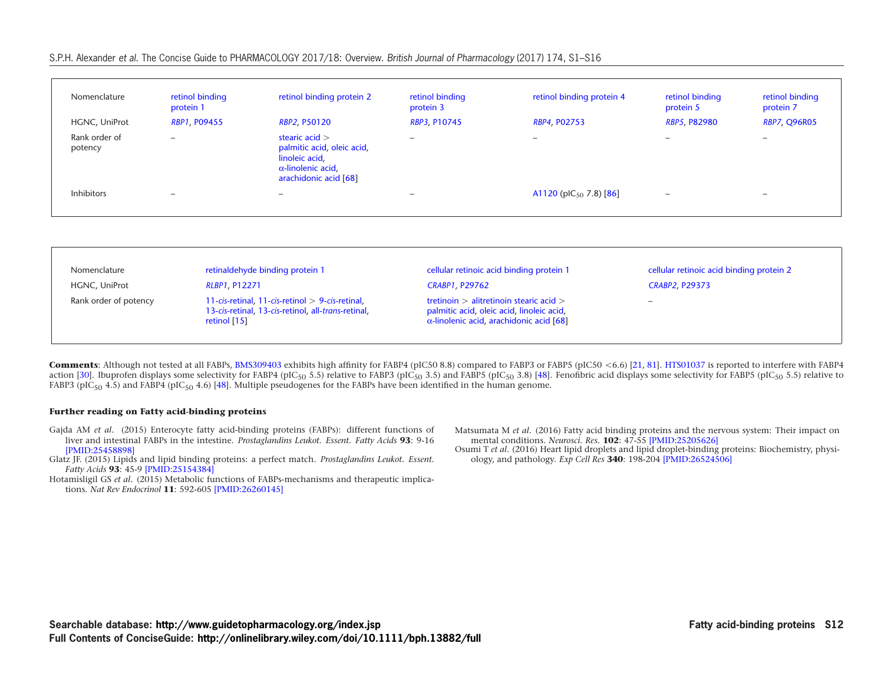| Nomenclature | retinol binding protein 1 | retinol binding protein 2 | retinol binding protein 3 | retinol binding protein 4 | retinol binding protein 5 | retinol binding protein 7 |
| --- | --- | --- | --- | --- | --- | --- |
| HGNC, UniProt | *RBP1*, P09455 | *RBP2*, P50120 | *RBP3*, P10745 | *RBP4*, P02753 | *RBP5*, P82980 | *RBP7*, Q96R05 |
| Rank order of potency | – | stearic acid > palmitic acid, oleic acid, linoleic acid, α-linolenic acid, arachidonic acid [68] | – | – | – | – |
| Inhibitors | – | – | – | A1120 (p$IC_{50}$ 7.8) [86] | – | – |

| Nomenclature | retinaldehyde binding protein 1 | cellular retinoic acid binding protein 1 | cellular retinoic acid binding protein 2 |
| --- | --- | --- | --- |
| HGNC, UniProt | *RLBP1*, P12271 | *CRABP1*, P29762 | *CRABP2*, P29373 |
| Rank order of potency | 11-*cis*-retinal, 11-*cis*-retinol > 9-*cis*-retinal, 13-*cis*-retinal, 13-*cis*-retinol, all-*trans*-retinal, retinol [15] | tretinoin > alitretinoin stearic acid > palmitic acid, oleic acid, linoleic acid, α-linolenic acid, arachidonic acid [68] | – |

**Comments**: Although not tested at all FABPs, BMS309403 exhibits high affinity for FABP4 (pIC50 8.8) compared to FABP3 or FABP5 (pIC50 <6.6) [21, 81]. HTS01037 is reported to interfere with FABP4 action [30]. Ibuprofen displays some selectivity for FABP4 (p$IC_{50}$ 5.5) relative to FABP3 (p$IC_{50}$ 3.5) and FABP5 (p$IC_{50}$ 3.8) [48]. Fenofibric acid displays some selectivity for FABP5 (p$IC_{50}$ 5.5) relative to FABP3 (p$IC_{50}$ 4.5) and FABP4 (p$IC_{50}$ 4.6) [48]. Multiple pseudogenes for the FABPs have been identified in the human genome.

### Further reading on Fatty acid-binding proteins

- Gajda AM *et al*. (2015) Enterocyte fatty acid-binding proteins (FABPs): different functions of liver and intestinal FABPs in the intestine. *Prostaglandins Leukot. Essent. Fatty Acids* **93**: 9-16 [PMID:25458898]
- Glatz JF. (2015) Lipids and lipid binding proteins: a perfect match. *Prostaglandins Leukot. Essent. Fatty Acids* **93**: 45-9 [PMID:25154384]
- Hotamisligil GS *et al*. (2015) Metabolic functions of FABPs-mechanisms and therapeutic implications. *Nat Rev Endocrinol* **11**: 592-605 [PMID:26260145]
- Matsumata M *et al*. (2016) Fatty acid binding proteins and the nervous system: Their impact on mental conditions. *Neurosci. Res.* **102**: 47-55 [PMID:25205626]
- Osumi T *et al*. (2016) Heart lipid droplets and lipid droplet-binding proteins: Biochemistry, physiology, and pathology. *Exp Cell Res* **340**: 198-204 [PMID:26524506]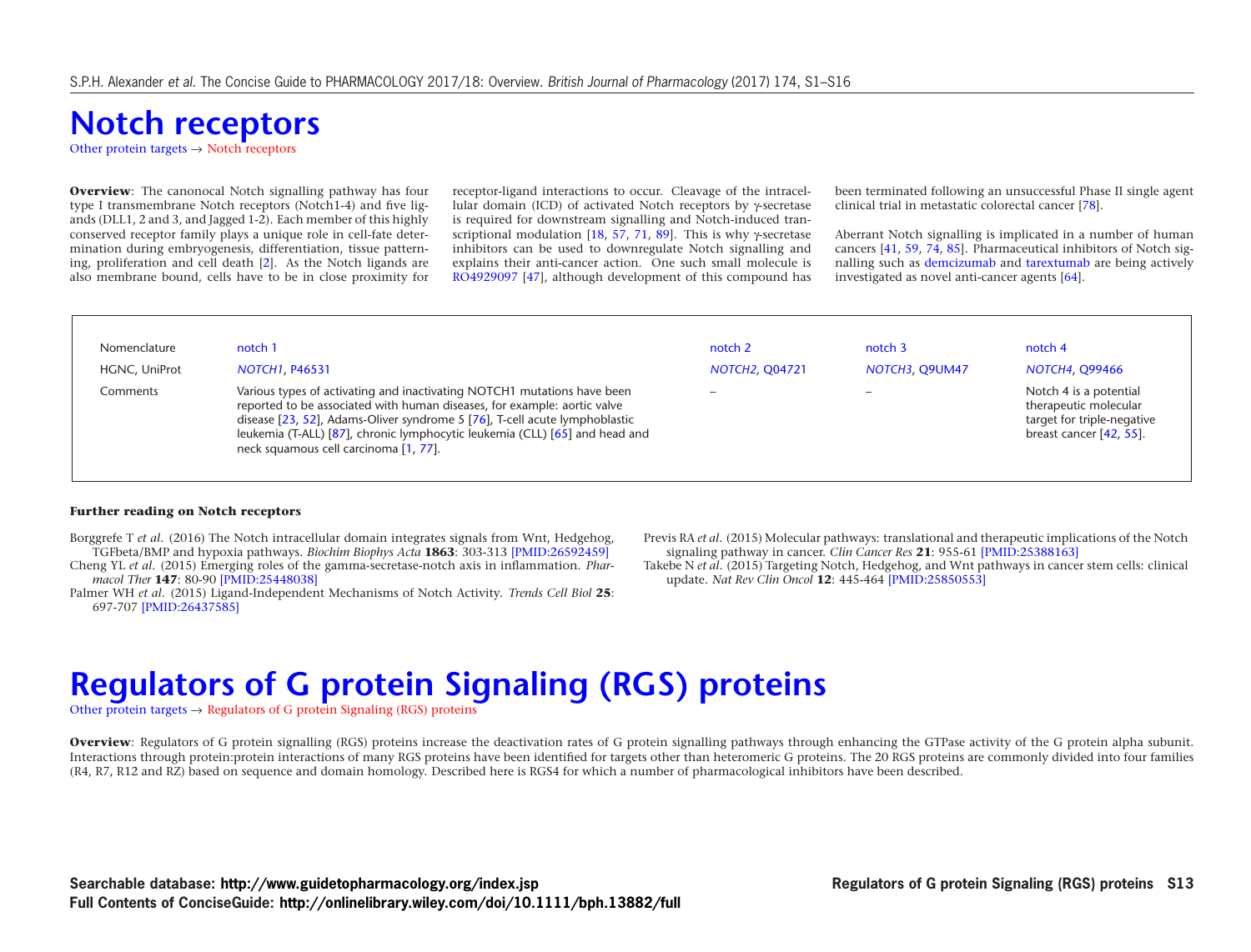# Notch receptors

Other protein targets → Notch receptors

**Overview**: The canonocal Notch signalling pathway has four type I transmembrane Notch receptors (Notch1-4) and five ligands (DLL1, 2 and 3, and Jagged 1-2). Each member of this highly conserved receptor family plays a unique role in cell-fate determination during embryogenesis, differentiation, tissue patterning, proliferation and cell death [2]. As the Notch ligands are also membrane bound, cells have to be in close proximity for receptor-ligand interactions to occur. Cleavage of the intracellular domain (ICD) of activated Notch receptors by γ-secretase is required for downstream signalling and Notch-induced transcriptional modulation [18, 57, 71, 89]. This is why γ-secretase inhibitors can be used to downregulate Notch signalling and explains their anti-cancer action. One such small molecule is RO4929097 [47], although development of this compound has been terminated following an unsuccessful Phase II single agent clinical trial in metastatic colorectal cancer [78].

Aberrant Notch signalling is implicated in a number of human cancers [41, 59, 74, 85]. Pharmaceutical inhibitors of Notch signalling such as demcizumab and tarextumab are being actively investigated as novel anti-cancer agents [64].

| Nomenclature | notch 1 | notch 2 | notch 3 | notch 4 |
|---|---|---|---|---|
| HGNC, UniProt | *NOTCH1*, P46531 | *NOTCH2*, Q04721 | *NOTCH3*, Q9UM47 | *NOTCH4*, Q99466 |
| Comments | Various types of activating and inactivating NOTCH1 mutations have been reported to be associated with human diseases, for example: aortic valve disease [23, 52], Adams-Oliver syndrome 5 [76], T-cell acute lymphoblastic leukemia (T-ALL) [87], chronic lymphocytic leukemia (CLL) [65] and head and neck squamous cell carcinoma [1, 77]. | – | – | Notch 4 is a potential therapeutic molecular target for triple-negative breast cancer [42, 55]. |

### Further reading on Notch receptors

Borggrefe T *et al*. (2016) The Notch intracellular domain integrates signals from Wnt, Hedgehog, TGFbeta/BMP and hypoxia pathways. *Biochim Biophys Acta* **1863**: 303-313 [PMID:26592459]

Cheng YL *et al*. (2015) Emerging roles of the gamma-secretase-notch axis in inflammation. *Pharmacol Ther* **147**: 80-90 [PMID:25448038]

Palmer WH *et al*. (2015) Ligand-Independent Mechanisms of Notch Activity. *Trends Cell Biol* **25**: 697-707 [PMID:26437585]

Previs RA *et al*. (2015) Molecular pathways: translational and therapeutic implications of the Notch signaling pathway in cancer. *Clin Cancer Res* **21**: 955-61 [PMID:25388163]

Takebe N *et al*. (2015) Targeting Notch, Hedgehog, and Wnt pathways in cancer stem cells: clinical update. *Nat Rev Clin Oncol* **12**: 445-464 [PMID:25850553]

# Regulators of G protein Signaling (RGS) proteins

Other protein targets → Regulators of G protein Signaling (RGS) proteins

**Overview**: Regulators of G protein signalling (RGS) proteins increase the deactivation rates of G protein signalling pathways through enhancing the GTPase activity of the G protein alpha subunit. Interactions through protein:protein interactions of many RGS proteins have been identified for targets other than heteromeric G proteins. The 20 RGS proteins are commonly divided into four families (R4, R7, R12 and RZ) based on sequence and domain homology. Described here is RGS4 for which a number of pharmacological inhibitors have been described.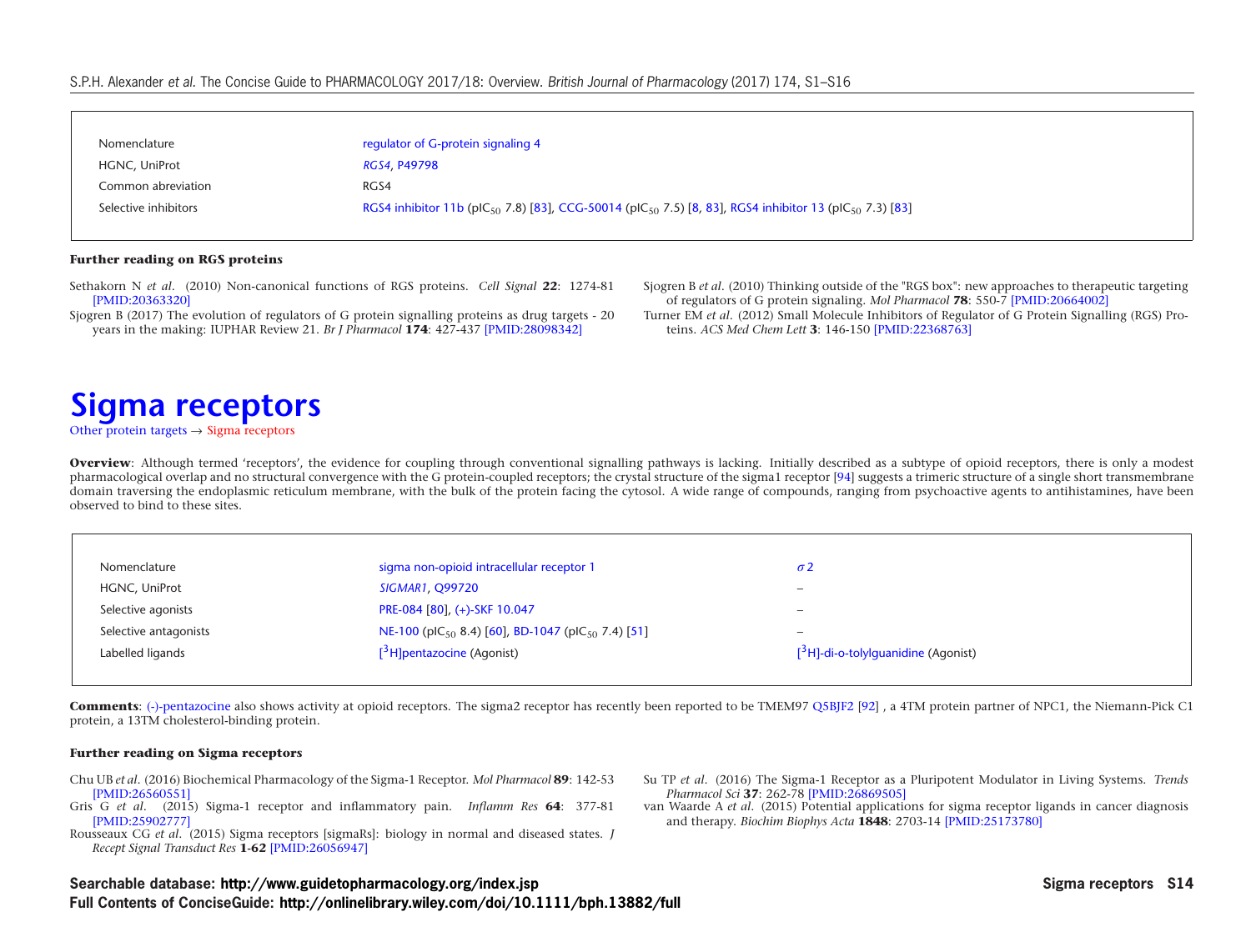| Nomenclature | regulator of G-protein signaling 4 |
| --- | --- |
| HGNC, UniProt | *RGS4*, P49798 |
| Common abreviation | RGS4 |
| Selective inhibitors | RGS4 inhibitor 11b ($pIC_{50}$ 7.8) [83], CCG-50014 ($pIC_{50}$ 7.5) [8, 83], RGS4 inhibitor 13 ($pIC_{50}$ 7.3) [83] |

**Further reading on RGS proteins**

Sethakorn N *et al.* (2010) Non-canonical functions of RGS proteins. *Cell Signal* **22**: 1274-81 [PMID:20363320]

Sjogren B (2017) The evolution of regulators of G protein signalling proteins as drug targets - 20 years in the making: IUPHAR Review 21. *Br J Pharmacol* **174**: 427-437 [PMID:28098342]

Sjogren B *et al.* (2010) Thinking outside of the "RGS box": new approaches to therapeutic targeting of regulators of G protein signaling. *Mol Pharmacol* **78**: 550-7 [PMID:20664002]

Turner EM *et al.* (2012) Small Molecule Inhibitors of Regulator of G Protein Signalling (RGS) Proteins. *ACS Med Chem Lett* **3**: 146-150 [PMID:22368763]

# Sigma receptors

Other protein targets → Sigma receptors

**Overview**: Although termed 'receptors', the evidence for coupling through conventional signalling pathways is lacking. Initially described as a subtype of opioid receptors, there is only a modest pharmacological overlap and no structural convergence with the G protein-coupled receptors; the crystal structure of the sigma1 receptor [94] suggests a trimeric structure of a single short transmembrane domain traversing the endoplasmic reticulum membrane, with the bulk of the protein facing the cytosol. A wide range of compounds, ranging from psychoactive agents to antihistamines, have been observed to bind to these sites.

| Nomenclature | sigma non-opioid intracellular receptor 1 | $\sigma 2$ |
| --- | --- | --- |
| HGNC, UniProt | *SIGMAR1*, Q99720 | – |
| Selective agonists | PRE-084 [80], (+)-SKF 10.047 | – |
| Selective antagonists | NE-100 ($pIC_{50}$ 8.4) [60], BD-1047 ($pIC_{50}$ 7.4) [51] | – |
| Labelled ligands | [$^3$H]pentazocine (Agonist) | [$^3$H]-di-o-tolylguanidine (Agonist) |

**Comments**: (-)-pentazocine also shows activity at opioid receptors. The sigma2 receptor has recently been reported to be TMEM97 Q5BJF2 [92] , a 4TM protein partner of NPC1, the Niemann-Pick C1 protein, a 13TM cholesterol-binding protein.

**Further reading on Sigma receptors**

Chu UB *et al.* (2016) Biochemical Pharmacology of the Sigma-1 Receptor. *Mol Pharmacol* **89**: 142-53 [PMID:26560551]

Gris G *et al.* (2015) Sigma-1 receptor and inflammatory pain. *Inflamm Res* **64**: 377-81 [PMID:25902777]

Rousseaux CG *et al.* (2015) Sigma receptors [sigmaRs]: biology in normal and diseased states. *J Recept Signal Transduct Res* **1-62** [PMID:26056947]

Su TP *et al.* (2016) The Sigma-1 Receptor as a Pluripotent Modulator in Living Systems. *Trends Pharmacol Sci* **37**: 262-78 [PMID:26869505]

van Waarde A *et al.* (2015) Potential applications for sigma receptor ligands in cancer diagnosis and therapy. *Biochim Biophys Acta* **1848**: 2703-14 [PMID:25173780]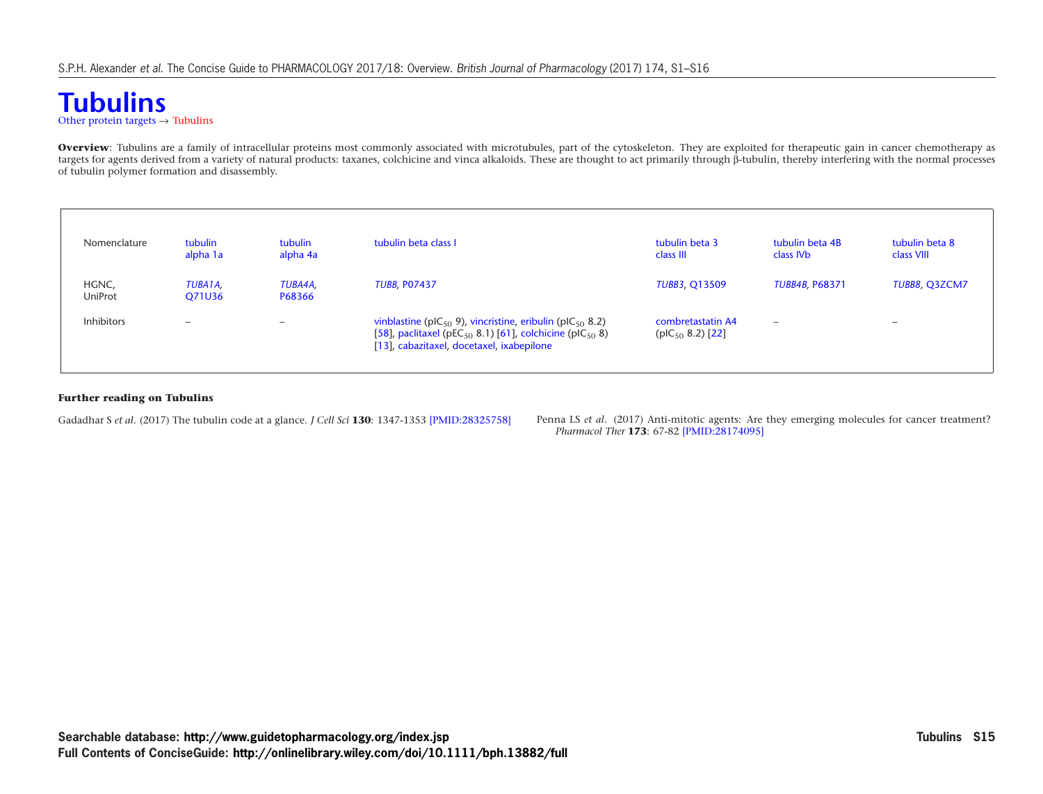# Tubulins

Other protein targets → Tubulins

**Overview**: Tubulins are a family of intracellular proteins most commonly associated with microtubules, part of the cytoskeleton. They are exploited for therapeutic gain in cancer chemotherapy as targets for agents derived from a variety of natural products: taxanes, colchicine and vinca alkaloids. These are thought to act primarily through β-tubulin, thereby interfering with the normal processes of tubulin polymer formation and disassembly.

| Nomenclature | tubulin alpha 1a | tubulin alpha 4a | tubulin beta class I | tubulin beta 3 class III | tubulin beta 4B class IVb | tubulin beta 8 class VIII |
|---|---|---|---|---|---|---|
| HGNC, UniProt | *TUBA1A*, Q71U36 | *TUBA4A*, P68366 | *TUBB*, P07437 | *TUBB3*, Q13509 | *TUBB4B*, P68371 | *TUBB8*, Q3ZCM7 |
| Inhibitors | – | – | vinblastine ($pIC_{50}$ 9), vincristine, eribulin ($pIC_{50}$ 8.2) [58], paclitaxel ($pEC_{50}$ 8.1) [61], colchicine ($pIC_{50}$ 8) [13], cabazitaxel, docetaxel, ixabepilone | combretastatin A4 ($pIC_{50}$ 8.2) [22] | – | – |

### Further reading on Tubulins

Gadadhar S *et al.* (2017) The tubulin code at a glance. *J Cell Sci* **130**: 1347-1353 [PMID:28325758]

Penna LS *et al.* (2017) Anti-mitotic agents: Are they emerging molecules for cancer treatment? *Pharmacol Ther* **173**: 67-82 [PMID:28174095]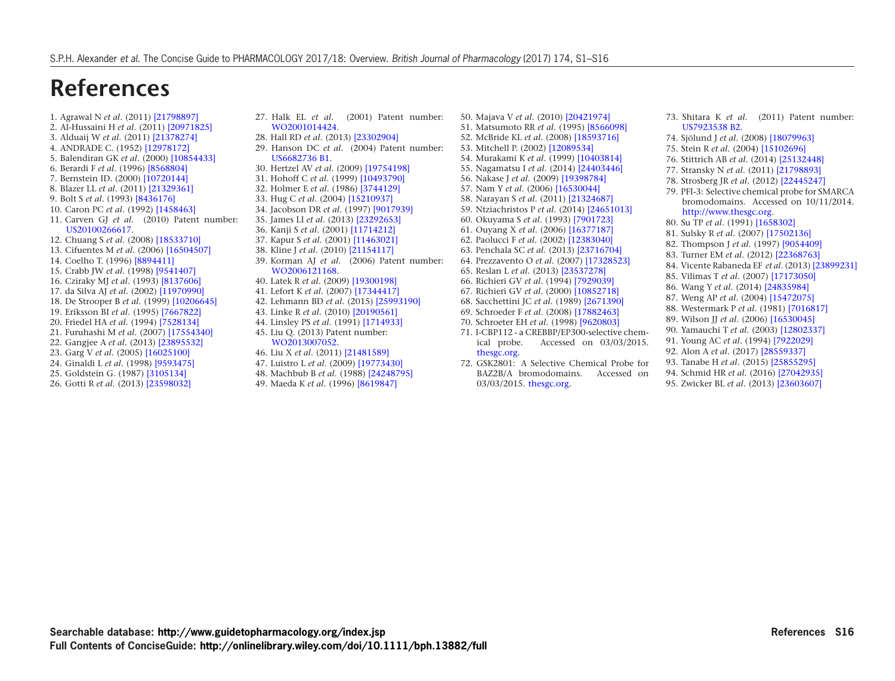# References

1. Agrawal N *et al.* (2011) [21798897]
2. Al-Hussaini H *et al.* (2011) [20971825]
3. Alduaij W *et al.* (2011) [21378274]
4. ANDRADE C. (1952) [12978172]
5. Balendiran GK *et al.* (2000) [10854433]
6. Berardi F *et al.* (1996) [8568804]
7. Bernstein ID. (2000) [10720144]
8. Blazer LL *et al.* (2011) [21329361]
9. Bolt S *et al.* (1993) [8436176]
10. Caron PC *et al.* (1992) [1458463]
11. Carven GJ *et al.* (2010) Patent number: US20100266617.
12. Chuang S *et al.* (2008) [18533710]
13. Cifuentes M *et al.* (2006) [16504507]
14. Coelho T. (1996) [8894411]
15. Crabb JW *et al.* (1998) [9541407]
16. Cziraky MJ *et al.* (1993) [8137606]
17. da Silva AJ *et al.* (2002) [11970990]
18. De Strooper B *et al.* (1999) [10206645]
19. Eriksson BI *et al.* (1995) [7667822]
20. Friedel HA *et al.* (1994) [7528134]
21. Furuhashi M *et al.* (2007) [17554340]
22. Gangjee A *et al.* (2013) [23895532]
23. Garg V *et al.* (2005) [16025100]
24. Ginaldi L *et al.* (1998) [9593475]
25. Goldstein G. (1987) [3105134]
26. Gotti R *et al.* (2013) [23598032]
27. Halk EL *et al.* (2001) Patent number: WO2001014424.
28. Hall RD *et al.* (2013) [23302904]
29. Hanson DC *et al.* (2004) Patent number: US6682736 B1.
30. Hertzel AV *et al.* (2009) [19754198]
31. Hohoff C *et al.* (1999) [10493790]
32. Holmer E *et al.* (1986) [3744129]
33. Hug C *et al.* (2004) [15210937]
34. Jacobson DR *et al.* (1997) [9017939]
35. James LI *et al.* (2013) [23292653]
36. Kanji S *et al.* (2001) [11714212]
37. Kapur S *et al.* (2001) [11463021]
38. Kline J *et al.* (2010) [21154117]
39. Korman AJ *et al.* (2006) Patent number: WO2006121168.
40. Latek R *et al.* (2009) [19300198]
41. Lefort K *et al.* (2007) [17344417]
42. Lehmann BD *et al.* (2015) [25993190]
43. Linke R *et al.* (2010) [20190561]
44. Linsley PS *et al.* (1991) [1714933]
45. Liu Q. (2013) Patent number: WO2013007052.
46. Liu X *et al.* (2011) [21481589]
47. Luistro L *et al.* (2009) [19773430]
48. Machbub B *et al.* (1988) [24248795]
49. Maeda K *et al.* (1996) [8619847]
50. Majava V *et al.* (2010) [20421974]
51. Matsumoto RR *et al.* (1995) [8566098]
52. McBride KL *et al.* (2008) [18593716]
53. Mitchell P. (2002) [12089534]
54. Murakami K *et al.* (1999) [10403814]
55. Nagamatsu I *et al.* (2014) [24403446]
56. Nakase J *et al.* (2009) [19398784]
57. Nam Y *et al.* (2006) [16530044]
58. Narayan S *et al.* (2011) [21324687]
59. Ntziachristos P *et al.* (2014) [24651013]
60. Okuyama S *et al.* (1993) [7901723]
61. Ouyang X *et al.* (2006) [16377187]
62. Paolucci F *et al.* (2002) [12383040]
63. Penchala SC *et al.* (2013) [23716704]
64. Prezzavento O *et al.* (2007) [17328523]
65. Reslan L *et al.* (2013) [23537278]
66. Richieri GV *et al.* (1994) [7929039]
67. Richieri GV *et al.* (2000) [10852718]
68. Sacchettini JC *et al.* (1989) [2671390]
69. Schroeder F *et al.* (2008) [17882463]
70. Schroeter EH *et al.* (1998) [9620803]
71. I-CBP112 - a CREBBP/EP300-selective chemical probe. Accessed on 03/03/2015. thesgc.org.
72. GSK2801: A Selective Chemical Probe for BAZ2B/A bromodomains. Accessed on 03/03/2015. thesgc.org.
73. Shitara K *et al.* (2011) Patent number: US7923538 B2.
74. Sjölund J *et al.* (2008) [18079963]
75. Stein R *et al.* (2004) [15102696]
76. Stittrich AB *et al.* (2014) [25132448]
77. Stransky N *et al.* (2011) [21798893]
78. Strosberg JR *et al.* (2012) [22445247]
79. PFI-3: Selective chemical probe for SMARCA bromodomains. Accessed on 10/11/2014. http://www.thesgc.org.
80. Su TP *et al.* (1991) [1658302]
81. Sulsky R *et al.* (2007) [17502136]
82. Thompson J *et al.* (1997) [9054409]
83. Turner EM *et al.* (2012) [22368763]
84. Vicente Rabaneda EF *et al.* (2013) [23899231]
85. Vilimas T *et al.* (2007) [17173050]
86. Wang Y *et al.* (2014) [24835984]
87. Weng AP *et al.* (2004) [15472075]
88. Westermark P *et al.* (1981) [7016817]
89. Wilson JJ *et al.* (2006) [16530045]
90. Yamauchi T *et al.* (2003) [12802337]
91. Young AC *et al.* (1994) [7922029]
92. Alon A *et al.* (2017) [28559337]
93. Tanabe H *et al.* (2015) [25855295]
94. Schmid HR *et al.* (2016) [27042935]
95. Zwicker BL *et al.* (2013) [23603607]